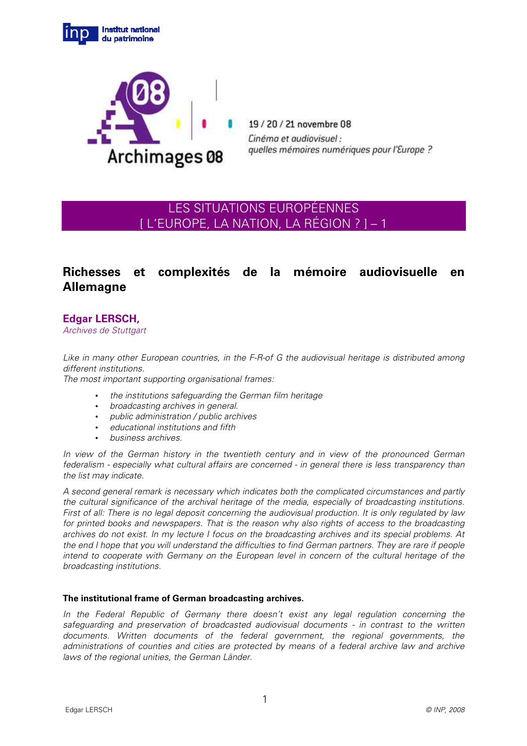Institut national du patrimoine

Archimages 08

19 / 20 / 21 novembre 08

*Cinéma et audiovisuel : quelles mémoires numériques pour l'Europe ?*

LES SITUATIONS EUROPÉENNES
[ L'EUROPE, LA NATION, LA RÉGION ? ] – 1

# Richesses et complexités de la mémoire audiovisuelle en Allemagne

**Edgar LERSCH,**
*Archives de Stuttgart*

*Like in many other European countries, in the F-R-of G the audiovisual heritage is distributed among different institutions.*
*The most important supporting organisational frames:*

- *the institutions safeguarding the German film heritage*
- *broadcasting archives in general.*
- *public administration / public archives*
- *educational institutions and fifth*
- *business archives.*

*In view of the German history in the twentieth century and in view of the pronounced German federalism - especially what cultural affairs are concerned - in general there is less transparency than the list may indicate.*

*A second general remark is necessary which indicates both the complicated circumstances and partly the cultural significance of the archival heritage of the media, especially of broadcasting institutions. First of all: There is no legal deposit concerning the audiovisual production. It is only regulated by law for printed books and newspapers. That is the reason why also rights of access to the broadcasting archives do not exist. In my lecture I focus on the broadcasting archives and its special problems. At the end I hope that you will understand the difficulties to find German partners. They are rare if people intend to cooperate with Germany on the European level in concern of the cultural heritage of the broadcasting institutions.*

### The institutional frame of German broadcasting archives.

*In the Federal Republic of Germany there doesn't exist any legal regulation concerning the safeguarding and preservation of broadcasted audiovisual documents - in contrast to the written documents. Written documents of the federal government, the regional governments, the administrations of counties and cities are protected by means of a federal archive law and archive laws of the regional unities, the German Länder.*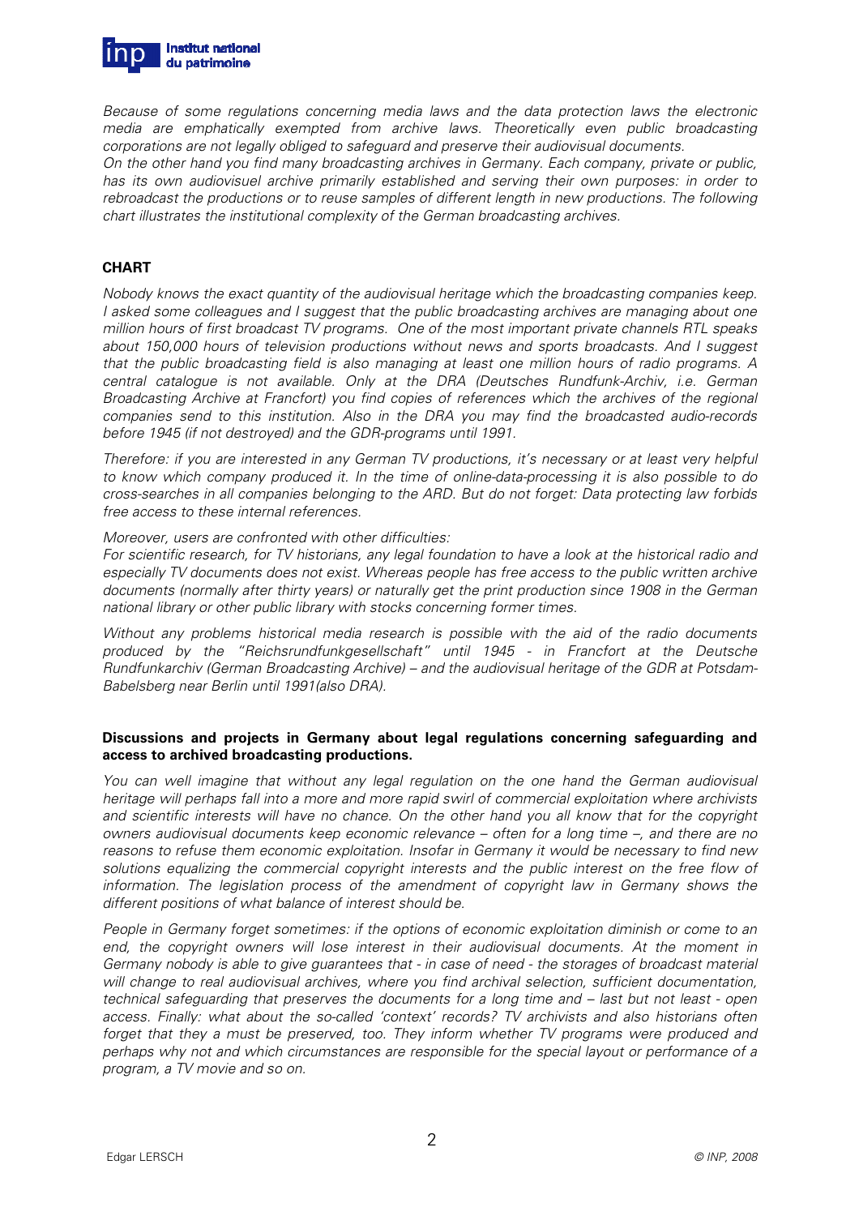*Because of some regulations concerning media laws and the data protection laws the electronic media are emphatically exempted from archive laws. Theoretically even public broadcasting corporations are not legally obliged to safeguard and preserve their audiovisual documents.*

*On the other hand you find many broadcasting archives in Germany. Each company, private or public, has its own audiovisuel archive primarily established and serving their own purposes: in order to rebroadcast the productions or to reuse samples of different length in new productions. The following chart illustrates the institutional complexity of the German broadcasting archives.*

**CHART**

*Nobody knows the exact quantity of the audiovisual heritage which the broadcasting companies keep. I asked some colleagues and I suggest that the public broadcasting archives are managing about one million hours of first broadcast TV programs. One of the most important private channels RTL speaks about 150,000 hours of television productions without news and sports broadcasts. And I suggest that the public broadcasting field is also managing at least one million hours of radio programs. A central catalogue is not available. Only at the DRA (Deutsches Rundfunk-Archiv, i.e. German Broadcasting Archive at Francfort) you find copies of references which the archives of the regional companies send to this institution. Also in the DRA you may find the broadcasted audio-records before 1945 (if not destroyed) and the GDR-programs until 1991.*

*Therefore: if you are interested in any German TV productions, it's necessary or at least very helpful to know which company produced it. In the time of online-data-processing it is also possible to do cross-searches in all companies belonging to the ARD. But do not forget: Data protecting law forbids free access to these internal references.*

*Moreover, users are confronted with other difficulties:*

*For scientific research, for TV historians, any legal foundation to have a look at the historical radio and especially TV documents does not exist. Whereas people has free access to the public written archive documents (normally after thirty years) or naturally get the print production since 1908 in the German national library or other public library with stocks concerning former times.*

*Without any problems historical media research is possible with the aid of the radio documents produced by the "Reichsrundfunkgesellschaft" until 1945 - in Francfort at the Deutsche Rundfunkarchiv (German Broadcasting Archive) – and the audiovisual heritage of the GDR at Potsdam-Babelsberg near Berlin until 1991(also DRA).*

**Discussions and projects in Germany about legal regulations concerning safeguarding and access to archived broadcasting productions.**

*You can well imagine that without any legal regulation on the one hand the German audiovisual heritage will perhaps fall into a more and more rapid swirl of commercial exploitation where archivists and scientific interests will have no chance. On the other hand you all know that for the copyright owners audiovisual documents keep economic relevance – often for a long time –, and there are no reasons to refuse them economic exploitation. Insofar in Germany it would be necessary to find new solutions equalizing the commercial copyright interests and the public interest on the free flow of information. The legislation process of the amendment of copyright law in Germany shows the different positions of what balance of interest should be.*

*People in Germany forget sometimes: if the options of economic exploitation diminish or come to an end, the copyright owners will lose interest in their audiovisual documents. At the moment in Germany nobody is able to give guarantees that - in case of need - the storages of broadcast material will change to real audiovisual archives, where you find archival selection, sufficient documentation, technical safeguarding that preserves the documents for a long time and – last but not least - open access. Finally: what about the so-called 'context' records? TV archivists and also historians often forget that they a must be preserved, too. They inform whether TV programs were produced and perhaps why not and which circumstances are responsible for the special layout or performance of a program, a TV movie and so on.*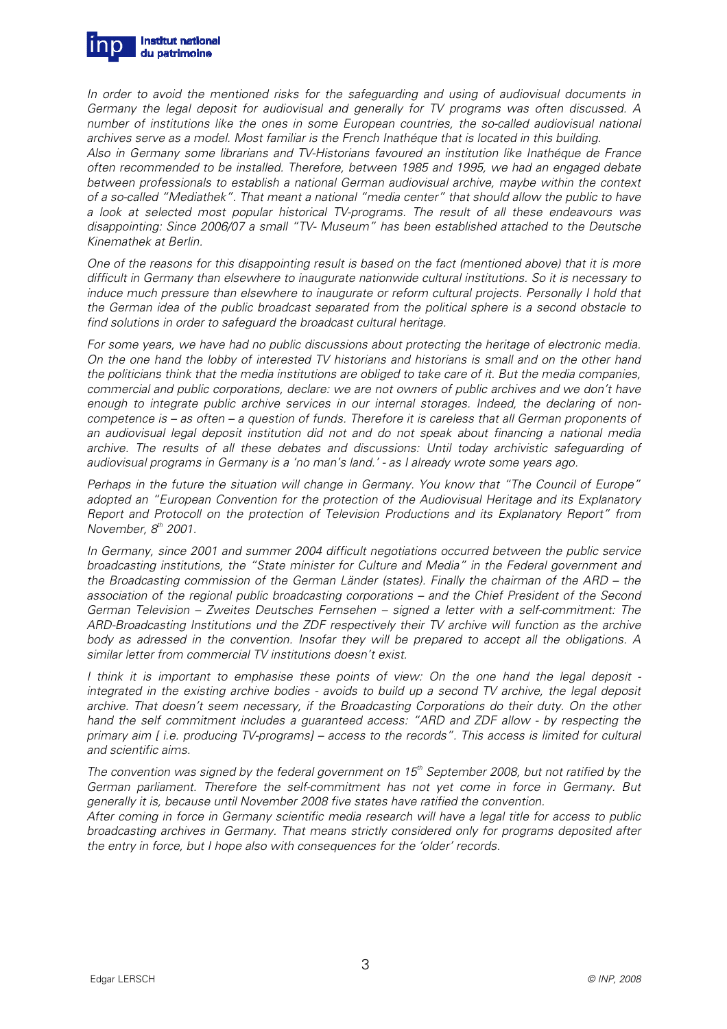*In order to avoid the mentioned risks for the safeguarding and using of audiovisual documents in Germany the legal deposit for audiovisual and generally for TV programs was often discussed. A number of institutions like the ones in some European countries, the so-called audiovisual national archives serve as a model. Most familiar is the French Inathéque that is located in this building.*
*Also in Germany some librarians and TV-Historians favoured an institution like Inathéque de France often recommended to be installed. Therefore, between 1985 and 1995, we had an engaged debate between professionals to establish a national German audiovisual archive, maybe within the context of a so-called "Mediathek". That meant a national "media center" that should allow the public to have a look at selected most popular historical TV-programs. The result of all these endeavours was disappointing: Since 2006/07 a small "TV- Museum" has been established attached to the Deutsche Kinemathek at Berlin.*

*One of the reasons for this disappointing result is based on the fact (mentioned above) that it is more difficult in Germany than elsewhere to inaugurate nationwide cultural institutions. So it is necessary to induce much pressure than elsewhere to inaugurate or reform cultural projects. Personally I hold that the German idea of the public broadcast separated from the political sphere is a second obstacle to find solutions in order to safeguard the broadcast cultural heritage.*

*For some years, we have had no public discussions about protecting the heritage of electronic media. On the one hand the lobby of interested TV historians and historians is small and on the other hand the politicians think that the media institutions are obliged to take care of it. But the media companies, commercial and public corporations, declare: we are not owners of public archives and we don't have enough to integrate public archive services in our internal storages. Indeed, the declaring of non-competence is – as often – a question of funds. Therefore it is careless that all German proponents of an audiovisual legal deposit institution did not and do not speak about financing a national media archive. The results of all these debates and discussions: Until today archivistic safeguarding of audiovisual programs in Germany is a 'no man's land.' - as I already wrote some years ago.*

*Perhaps in the future the situation will change in Germany. You know that "The Council of Europe" adopted an "European Convention for the protection of the Audiovisual Heritage and its Explanatory Report and Protocoll on the protection of Television Productions and its Explanatory Report" from November, 8th 2001.*

*In Germany, since 2001 and summer 2004 difficult negotiations occurred between the public service broadcasting institutions, the "State minister for Culture and Media" in the Federal government and the Broadcasting commission of the German Länder (states). Finally the chairman of the ARD – the association of the regional public broadcasting corporations – and the Chief President of the Second German Television – Zweites Deutsches Fernsehen – signed a letter with a self-commitment: The ARD-Broadcasting Institutions und the ZDF respectively their TV archive will function as the archive body as adressed in the convention. Insofar they will be prepared to accept all the obligations. A similar letter from commercial TV institutions doesn't exist.*

*I think it is important to emphasise these points of view: On the one hand the legal deposit - integrated in the existing archive bodies - avoids to build up a second TV archive, the legal deposit archive. That doesn't seem necessary, if the Broadcasting Corporations do their duty. On the other hand the self commitment includes a guaranteed access: "ARD and ZDF allow - by respecting the primary aim [ i.e. producing TV-programs] – access to the records". This access is limited for cultural and scientific aims.*

*The convention was signed by the federal government on 15th September 2008, but not ratified by the German parliament. Therefore the self-commitment has not yet come in force in Germany. But generally it is, because until November 2008 five states have ratified the convention.*
*After coming in force in Germany scientific media research will have a legal title for access to public broadcasting archives in Germany. That means strictly considered only for programs deposited after the entry in force, but I hope also with consequences for the 'older' records.*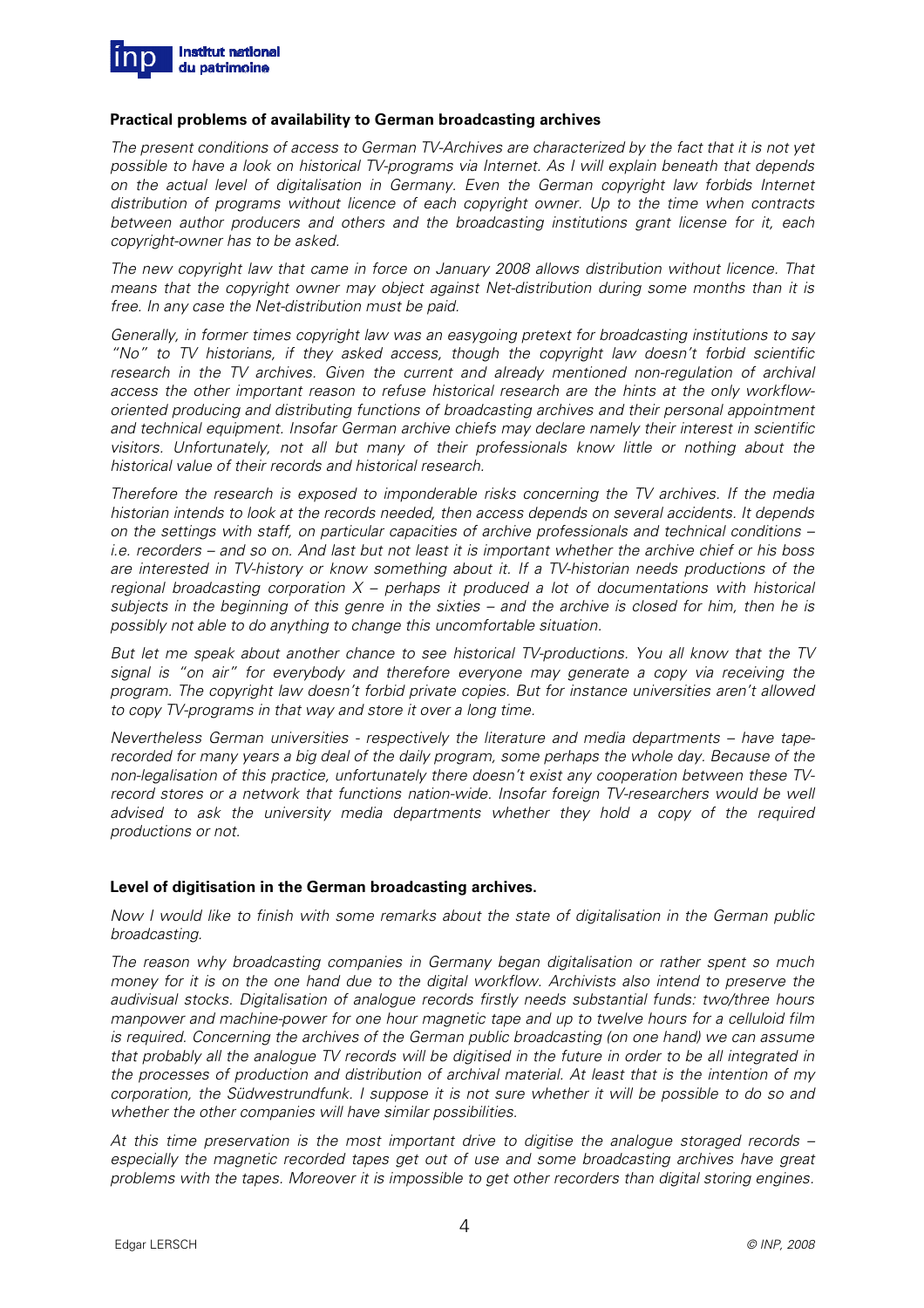## Practical problems of availability to German broadcasting archives

*The present conditions of access to German TV-Archives are characterized by the fact that it is not yet possible to have a look on historical TV-programs via Internet. As I will explain beneath that depends on the actual level of digitalisation in Germany. Even the German copyright law forbids Internet distribution of programs without licence of each copyright owner. Up to the time when contracts between author producers and others and the broadcasting institutions grant license for it, each copyright-owner has to be asked.*

*The new copyright law that came in force on January 2008 allows distribution without licence. That means that the copyright owner may object against Net-distribution during some months than it is free. In any case the Net-distribution must be paid.*

*Generally, in former times copyright law was an easygoing pretext for broadcasting institutions to say "No" to TV historians, if they asked access, though the copyright law doesn't forbid scientific research in the TV archives. Given the current and already mentioned non-regulation of archival access the other important reason to refuse historical research are the hints at the only workflow-oriented producing and distributing functions of broadcasting archives and their personal appointment and technical equipment. Insofar German archive chiefs may declare namely their interest in scientific visitors. Unfortunately, not all but many of their professionals know little or nothing about the historical value of their records and historical research.*

*Therefore the research is exposed to imponderable risks concerning the TV archives. If the media historian intends to look at the records needed, then access depends on several accidents. It depends on the settings with staff, on particular capacities of archive professionals and technical conditions – i.e. recorders – and so on. And last but not least it is important whether the archive chief or his boss are interested in TV-history or know something about it. If a TV-historian needs productions of the regional broadcasting corporation X – perhaps it produced a lot of documentations with historical subjects in the beginning of this genre in the sixties – and the archive is closed for him, then he is possibly not able to do anything to change this uncomfortable situation.*

*But let me speak about another chance to see historical TV-productions. You all know that the TV signal is "on air" for everybody and therefore everyone may generate a copy via receiving the program. The copyright law doesn't forbid private copies. But for instance universities aren't allowed to copy TV-programs in that way and store it over a long time.*

*Nevertheless German universities - respectively the literature and media departments – have tape-recorded for many years a big deal of the daily program, some perhaps the whole day. Because of the non-legalisation of this practice, unfortunately there doesn't exist any cooperation between these TV-record stores or a network that functions nation-wide. Insofar foreign TV-researchers would be well advised to ask the university media departments whether they hold a copy of the required productions or not.*

## Level of digitisation in the German broadcasting archives.

*Now I would like to finish with some remarks about the state of digitalisation in the German public broadcasting.*

*The reason why broadcasting companies in Germany began digitalisation or rather spent so much money for it is on the one hand due to the digital workflow. Archivists also intend to preserve the audivisual stocks. Digitalisation of analogue records firstly needs substantial funds: two/three hours manpower and machine-power for one hour magnetic tape and up to twelve hours for a celluloid film is required. Concerning the archives of the German public broadcasting (on one hand) we can assume that probably all the analogue TV records will be digitised in the future in order to be all integrated in the processes of production and distribution of archival material. At least that is the intention of my corporation, the Südwestrundfunk. I suppose it is not sure whether it will be possible to do so and whether the other companies will have similar possibilities.*

*At this time preservation is the most important drive to digitise the analogue storaged records – especially the magnetic recorded tapes get out of use and some broadcasting archives have great problems with the tapes. Moreover it is impossible to get other recorders than digital storing engines.*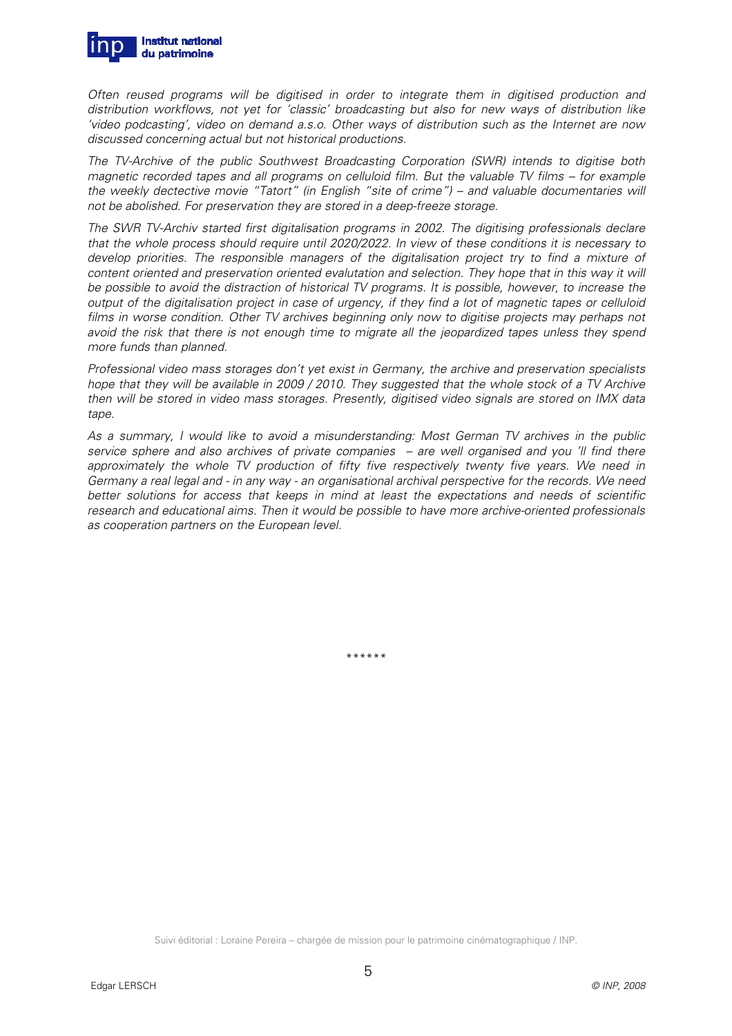*Often reused programs will be digitised in order to integrate them in digitised production and distribution workflows, not yet for 'classic' broadcasting but also for new ways of distribution like 'video podcasting', video on demand a.s.o. Other ways of distribution such as the Internet are now discussed concerning actual but not historical productions.*

*The TV-Archive of the public Southwest Broadcasting Corporation (SWR) intends to digitise both magnetic recorded tapes and all programs on celluloid film. But the valuable TV films – for example the weekly dectective movie "Tatort" (in English "site of crime") – and valuable documentaries will not be abolished. For preservation they are stored in a deep-freeze storage.*

*The SWR TV-Archiv started first digitalisation programs in 2002. The digitising professionals declare that the whole process should require until 2020/2022. In view of these conditions it is necessary to develop priorities. The responsible managers of the digitalisation project try to find a mixture of content oriented and preservation oriented evalutation and selection. They hope that in this way it will be possible to avoid the distraction of historical TV programs. It is possible, however, to increase the output of the digitalisation project in case of urgency, if they find a lot of magnetic tapes or celluloid films in worse condition. Other TV archives beginning only now to digitise projects may perhaps not avoid the risk that there is not enough time to migrate all the jeopardized tapes unless they spend more funds than planned.*

*Professional video mass storages don't yet exist in Germany, the archive and preservation specialists hope that they will be available in 2009 / 2010. They suggested that the whole stock of a TV Archive then will be stored in video mass storages. Presently, digitised video signals are stored on IMX data tape.*

*As a summary, I would like to avoid a misunderstanding: Most German TV archives in the public service sphere and also archives of private companies – are well organised and you 'll find there approximately the whole TV production of fifty five respectively twenty five years. We need in Germany a real legal and - in any way - an organisational archival perspective for the records. We need better solutions for access that keeps in mind at least the expectations and needs of scientific research and educational aims. Then it would be possible to have more archive-oriented professionals as cooperation partners on the European level.*

******

Suivi éditorial : Loraine Pereira – chargée de mission pour le patrimoine cinématographique / INP.